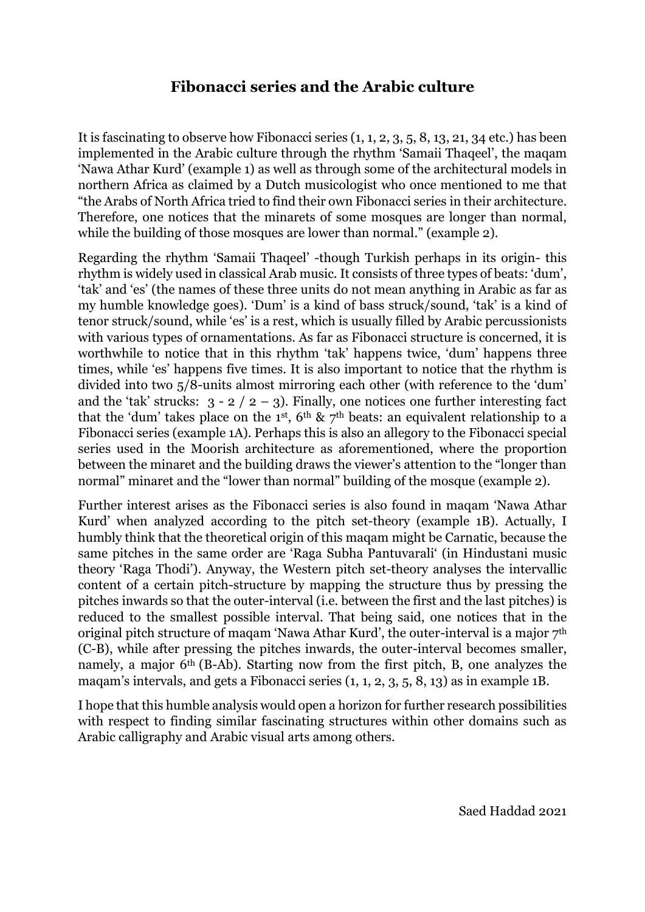# Fibonacci series and the Arabic culture

It is fascinating to observe how Fibonacci series (1, 1, 2, 3, 5, 8, 13, 21, 34 etc.) has been implemented in the Arabic culture through the rhythm 'Samaii Thaqeel', the maqam 'Nawa Athar Kurd' (example 1) as well as through some of the architectural models in northern Africa as claimed by a Dutch musicologist who once mentioned to me that "the Arabs of North Africa tried to find their own Fibonacci series in their architecture. Therefore, one notices that the minarets of some mosques are longer than normal, while the building of those mosques are lower than normal." (example 2).

Regarding the rhythm 'Samaii Thaqeel' -though Turkish perhaps in its origin- this rhythm is widely used in classical Arab music. It consists of three types of beats: 'dum', 'tak' and 'es' (the names of these three units do not mean anything in Arabic as far as my humble knowledge goes). 'Dum' is a kind of bass struck/sound, 'tak' is a kind of tenor struck/sound, while 'es' is a rest, which is usually filled by Arabic percussionists with various types of ornamentations. As far as Fibonacci structure is concerned, it is worthwhile to notice that in this rhythm 'tak' happens twice, 'dum' happens three times, while 'es' happens five times. It is also important to notice that the rhythm is divided into two 5/8-units almost mirroring each other (with reference to the 'dum' and the 'tak' strucks: 3 - 2 / 2 – 3). Finally, one notices one further interesting fact that the 'dum' takes place on the 1st, 6th & 7th beats: an equivalent relationship to a Fibonacci series (example 1A). Perhaps this is also an allegory to the Fibonacci special series used in the Moorish architecture as aforementioned, where the proportion between the minaret and the building draws the viewer's attention to the "longer than normal" minaret and the "lower than normal" building of the mosque (example 2).

Further interest arises as the Fibonacci series is also found in maqam 'Nawa Athar Kurd' when analyzed according to the pitch set-theory (example 1B). Actually, I humbly think that the theoretical origin of this maqam might be Carnatic, because the same pitches in the same order are 'Raga Subha Pantuvarali' (in Hindustani music theory 'Raga Thodi'). Anyway, the Western pitch set-theory analyses the intervallic content of a certain pitch-structure by mapping the structure thus by pressing the pitches inwards so that the outer-interval (i.e. between the first and the last pitches) is reduced to the smallest possible interval. That being said, one notices that in the original pitch structure of maqam 'Nawa Athar Kurd', the outer-interval is a major 7th (C-B), while after pressing the pitches inwards, the outer-interval becomes smaller, namely, a major 6th (B-Ab). Starting now from the first pitch, B, one analyzes the maqam's intervals, and gets a Fibonacci series (1, 1, 2, 3, 5, 8, 13) as in example 1B.

I hope that this humble analysis would open a horizon for further research possibilities with respect to finding similar fascinating structures within other domains such as Arabic calligraphy and Arabic visual arts among others.

Saed Haddad 2021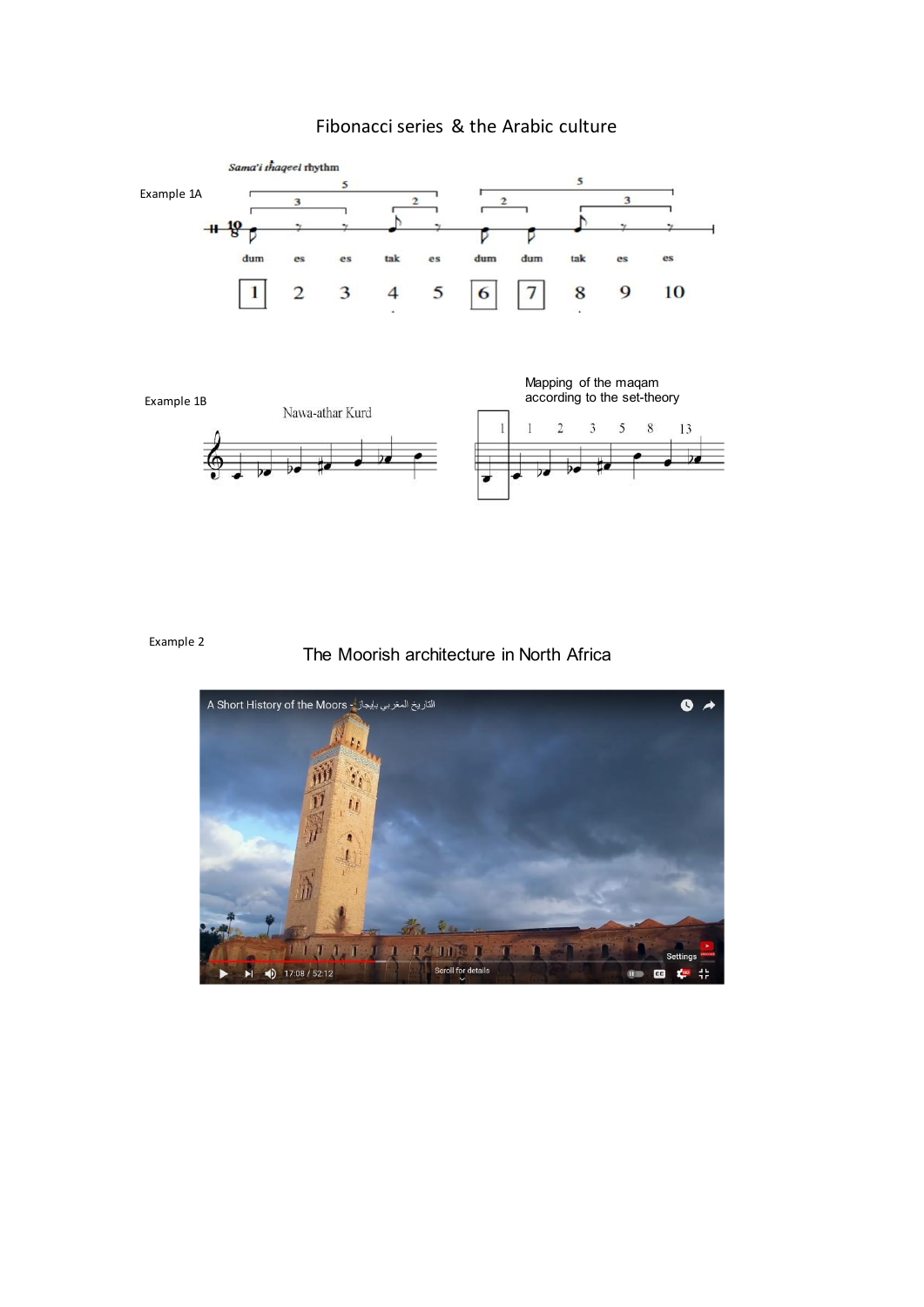# Fibonacci series & the Arabic culture

Example 1A

*Sama'i thaqeel* rhythm

5 3 2 5 2 3

dum es es tak es dum dum tak es es

1 2 3 4 5 6 7 8 9 10

Example 1B

Nawa-athar Kurd

Mapping of the maqam according to the set-theory

1 1 2 3 5 8 13

Example 2

## The Moorish architecture in North Africa

A Short History of the Moors - التاريخ المغربي بايجاز

17:08 / 52:12

Scroll for details

Settings